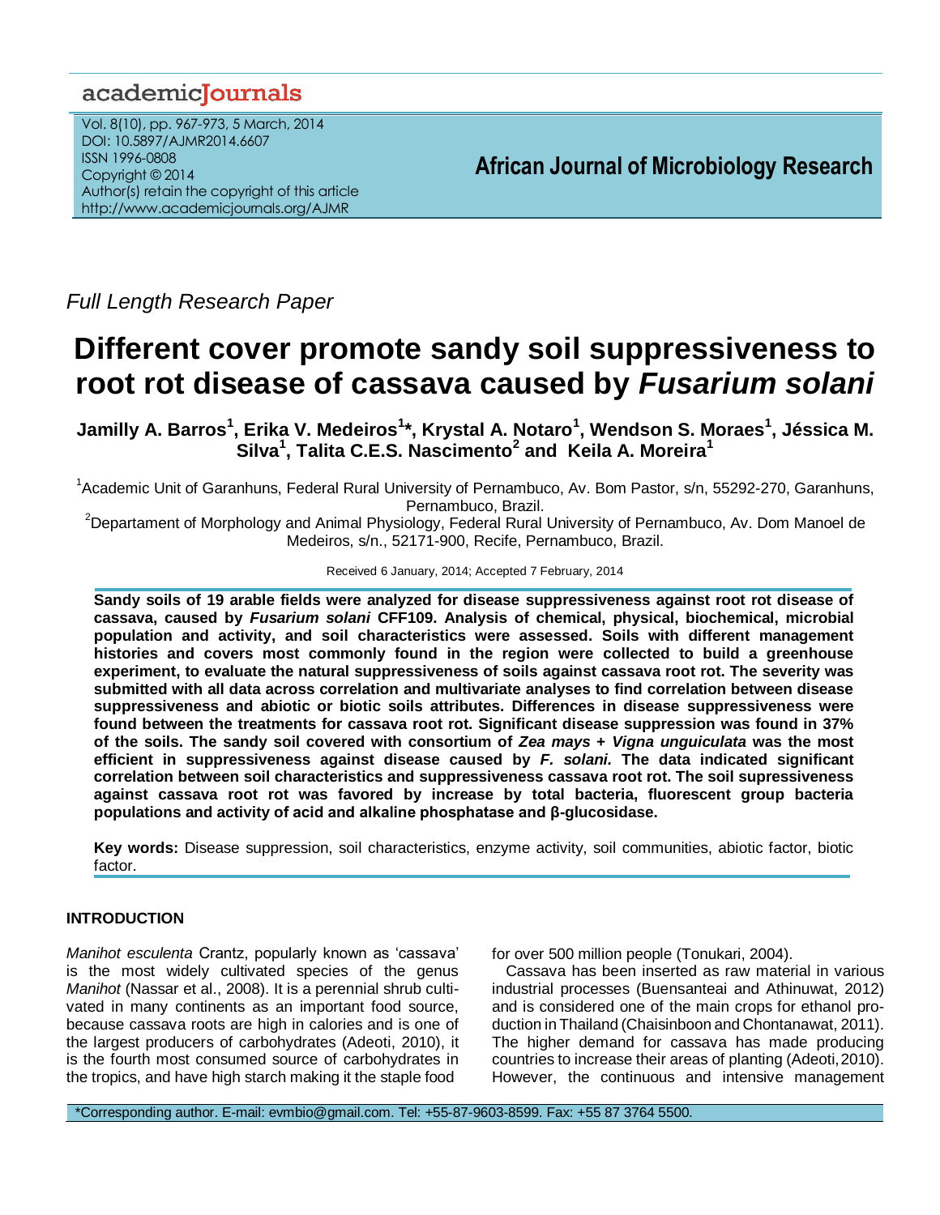*Full Length Research Paper*

# Different cover promote sandy soil suppressiveness to root rot disease of cassava caused by *Fusarium solani*

**Jamilly A. Barros[1], Erika V. Medeiros[1]*, Krystal A. Notaro[1], Wendson S. Moraes[1], Jéssica M. Silva[1], Talita C.E.S. Nascimento[2] and Keila A. Moreira[1]**

[1]Academic Unit of Garanhuns, Federal Rural University of Pernambuco, Av. Bom Pastor, s/n, 55292-270, Garanhuns, Pernambuco, Brazil.

[2]Departament of Morphology and Animal Physiology, Federal Rural University of Pernambuco, Av. Dom Manoel de Medeiros, s/n., 52171-900, Recife, Pernambuco, Brazil.

Received 6 January, 2014; Accepted 7 February, 2014

**Sandy soils of 19 arable fields were analyzed for disease suppressiveness against root rot disease of cassava, caused by *Fusarium solani* CFF109. Analysis of chemical, physical, biochemical, microbial population and activity, and soil characteristics were assessed. Soils with different management histories and covers most commonly found in the region were collected to build a greenhouse experiment, to evaluate the natural suppressiveness of soils against cassava root rot. The severity was submitted with all data across correlation and multivariate analyses to find correlation between disease suppressiveness and abiotic or biotic soils attributes. Differences in disease suppressiveness were found between the treatments for cassava root rot. Significant disease suppression was found in 37% of the soils. The sandy soil covered with consortium of *Zea mays* + *Vigna unguiculata* was the most efficient in suppressiveness against disease caused by *F. solani.* The data indicated significant correlation between soil characteristics and suppressiveness cassava root rot. The soil supressiveness against cassava root rot was favored by increase by total bacteria, fluorescent group bacteria populations and activity of acid and alkaline phosphatase and β-glucosidase.**

**Key words:** Disease suppression, soil characteristics, enzyme activity, soil communities, abiotic factor, biotic factor.

## INTRODUCTION

*Manihot esculenta* Crantz, popularly known as 'cassava' is the most widely cultivated species of the genus *Manihot* (Nassar et al., 2008). It is a perennial shrub cultivated in many continents as an important food source, because cassava roots are high in calories and is one of the largest producers of carbohydrates (Adeoti, 2010), it is the fourth most consumed source of carbohydrates in the tropics, and have high starch making it the staple food for over 500 million people (Tonukari, 2004).

Cassava has been inserted as raw material in various industrial processes (Buensanteai and Athinuwat, 2012) and is considered one of the main crops for ethanol production in Thailand (Chaisinboon and Chontanawat, 2011). The higher demand for cassava has made producing countries to increase their areas of planting (Adeoti, 2010). However, the continuous and intensive management

*Corresponding author. E-mail: evmbio@gmail.com. Tel: +55-87-9603-8599. Fax: +55 87 3764 5500.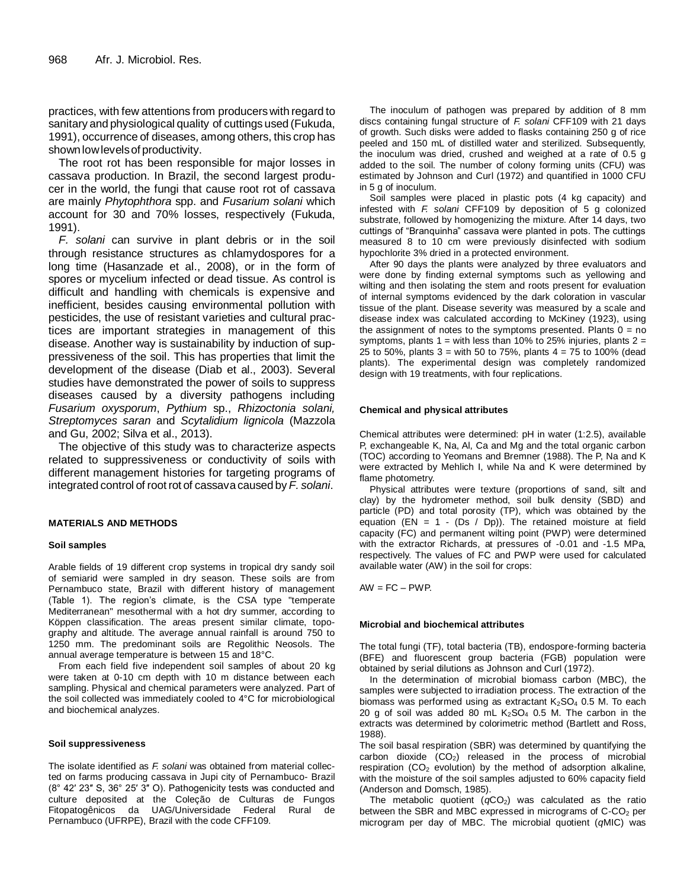practices, with few attentions from producers with regard to sanitary and physiological quality of cuttings used (Fukuda, 1991), occurrence of diseases, among others, this crop has shown low levels of productivity.

The root rot has been responsible for major losses in cassava production. In Brazil, the second largest producer in the world, the fungi that cause root rot of cassava are mainly *Phytophthora* spp. and *Fusarium solani* which account for 30 and 70% losses, respectively (Fukuda, 1991).

*F. solani* can survive in plant debris or in the soil through resistance structures as chlamydospores for a long time (Hasanzade et al., 2008), or in the form of spores or mycelium infected or dead tissue. As control is difficult and handling with chemicals is expensive and inefficient, besides causing environmental pollution with pesticides, the use of resistant varieties and cultural practices are important strategies in management of this disease. Another way is sustainability by induction of suppressiveness of the soil. This has properties that limit the development of the disease (Diab et al., 2003). Several studies have demonstrated the power of soils to suppress diseases caused by a diversity pathogens including *Fusarium oxysporum*, *Pythium* sp., *Rhizoctonia solani, Streptomyces saran* and *Scytalidium lignicola* (Mazzola and Gu, 2002; Silva et al., 2013).

The objective of this study was to characterize aspects related to suppressiveness or conductivity of soils with different management histories for targeting programs of integrated control of root rot of cassava caused by *F. solani*.

## MATERIALS AND METHODS

### Soil samples

Arable fields of 19 different crop systems in tropical dry sandy soil of semiarid were sampled in dry season. These soils are from Pernambuco state, Brazil with different history of management (Table 1). The region's climate, is the CSA type "temperate Mediterranean" mesothermal with a hot dry summer, according to Köppen classification. The areas present similar climate, topography and altitude. The average annual rainfall is around 750 to 1250 mm. The predominant soils are Regolithic Neosols. The annual average temperature is between 15 and 18°C.

From each field five independent soil samples of about 20 kg were taken at 0-10 cm depth with 10 m distance between each sampling. Physical and chemical parameters were analyzed. Part of the soil collected was immediately cooled to 4°C for microbiological and biochemical analyzes.

### Soil suppressiveness

The isolate identified as *F. solani* was obtained from material collected on farms producing cassava in Jupi city of Pernambuco- Brazil (8° 42′ 23″ S, 36° 25′ 3″ O). Pathogenicity tests was conducted and culture deposited at the Coleção de Culturas de Fungos Fitopatogênicos da UAG/Universidade Federal Rural de Pernambuco (UFRPE), Brazil with the code CFF109.

The inoculum of pathogen was prepared by addition of 8 mm discs containing fungal structure of *F. solani* CFF109 with 21 days of growth. Such disks were added to flasks containing 250 g of rice peeled and 150 mL of distilled water and sterilized. Subsequently, the inoculum was dried, crushed and weighed at a rate of 0.5 g added to the soil. The number of colony forming units (CFU) was estimated by Johnson and Curl (1972) and quantified in 1000 CFU in 5 g of inoculum.

Soil samples were placed in plastic pots (4 kg capacity) and infested with *F. solani* CFF109 by deposition of 5 g colonized substrate, followed by homogenizing the mixture. After 14 days, two cuttings of "Branquinha" cassava were planted in pots. The cuttings measured 8 to 10 cm were previously disinfected with sodium hypochlorite 3% dried in a protected environment.

After 90 days the plants were analyzed by three evaluators and were done by finding external symptoms such as yellowing and wilting and then isolating the stem and roots present for evaluation of internal symptoms evidenced by the dark coloration in vascular tissue of the plant. Disease severity was measured by a scale and disease index was calculated according to McKiney (1923), using the assignment of notes to the symptoms presented. Plants 0 = no symptoms, plants 1 = with less than 10% to 25% injuries, plants 2 = 25 to 50%, plants 3 = with 50 to 75%, plants 4 = 75 to 100% (dead plants). The experimental design was completely randomized design with 19 treatments, with four replications.

### Chemical and physical attributes

Chemical attributes were determined: pH in water (1:2.5), available P, exchangeable K, Na, Al, Ca and Mg and the total organic carbon (TOC) according to Yeomans and Bremner (1988). The P, Na and K were extracted by Mehlich I, while Na and K were determined by flame photometry.

Physical attributes were texture (proportions of sand, silt and clay) by the hydrometer method, soil bulk density (SBD) and particle (PD) and total porosity (TP), which was obtained by the equation (EN = 1 - (Ds / Dp)). The retained moisture at field capacity (FC) and permanent wilting point (PWP) were determined with the extractor Richards, at pressures of -0.01 and -1.5 MPa, respectively. The values of FC and PWP were used for calculated available water (AW) in the soil for crops:

AW = FC – PWP.

### Microbial and biochemical attributes

The total fungi (TF), total bacteria (TB), endospore-forming bacteria (BFE) and fluorescent group bacteria (FGB) population were obtained by serial dilutions as Johnson and Curl (1972).

In the determination of microbial biomass carbon (MBC), the samples were subjected to irradiation process. The extraction of the biomass was performed using as extractant $K_2SO_4$ 0.5 M. To each 20 g of soil was added 80 mL $K_2SO_4$ 0.5 M. The carbon in the extracts was determined by colorimetric method (Bartlett and Ross, 1988).

The soil basal respiration (SBR) was determined by quantifying the carbon dioxide ($CO_2$) released in the process of microbial respiration ($CO_2$ evolution) by the method of adsorption alkaline, with the moisture of the soil samples adjusted to 60% capacity field (Anderson and Domsch, 1985).

The metabolic quotient ($qCO_2$) was calculated as the ratio between the SBR and MBC expressed in micrograms of C-$CO_2$ per microgram per day of MBC. The microbial quotient ($q$MIC) was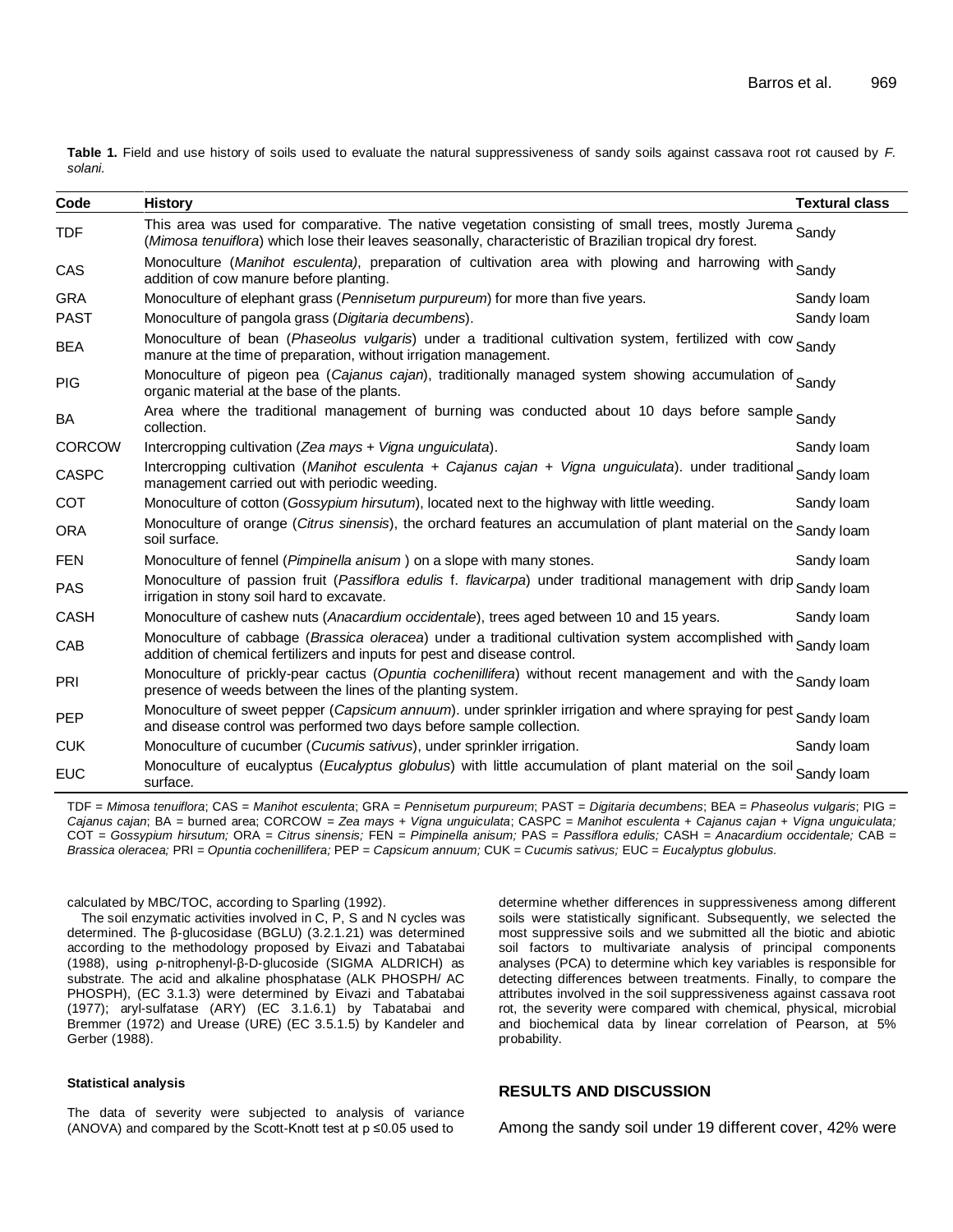**Table 1.** Field and use history of soils used to evaluate the natural suppressiveness of sandy soils against cassava root rot caused by *F. solani*.

| Code | History | Textural class |
|---|---|---|
| TDF | This area was used for comparative. The native vegetation consisting of small trees, mostly Jurema (*Mimosa tenuiflora*) which lose their leaves seasonally, characteristic of Brazilian tropical dry forest. | Sandy |
| CAS | Monoculture (*Manihot esculenta*), preparation of cultivation area with plowing and harrowing with addition of cow manure before planting. | Sandy |
| GRA | Monoculture of elephant grass (*Pennisetum purpureum*) for more than five years. | Sandy loam |
| PAST | Monoculture of pangola grass (*Digitaria decumbens*). | Sandy loam |
| BEA | Monoculture of bean (*Phaseolus vulgaris*) under a traditional cultivation system, fertilized with cow manure at the time of preparation, without irrigation management. | Sandy |
| PIG | Monoculture of pigeon pea (*Cajanus cajan*), traditionally managed system showing accumulation of organic material at the base of the plants. | Sandy |
| BA | Area where the traditional management of burning was conducted about 10 days before sample collection. | Sandy |
| CORCOW | Intercropping cultivation (*Zea mays* + *Vigna unguiculata*). | Sandy loam |
| CASPC | Intercropping cultivation (*Manihot esculenta* + *Cajanus cajan* + *Vigna unguiculata*). under traditional management carried out with periodic weeding. | Sandy loam |
| COT | Monoculture of cotton (*Gossypium hirsutum*), located next to the highway with little weeding. | Sandy loam |
| ORA | Monoculture of orange (*Citrus sinensis*), the orchard features an accumulation of plant material on the soil surface. | Sandy loam |
| FEN | Monoculture of fennel (*Pimpinella anisum* ) on a slope with many stones. | Sandy loam |
| PAS | Monoculture of passion fruit (*Passiflora edulis* f. *flavicarpa*) under traditional management with drip irrigation in stony soil hard to excavate. | Sandy loam |
| CASH | Monoculture of cashew nuts (*Anacardium occidentale*), trees aged between 10 and 15 years. | Sandy loam |
| CAB | Monoculture of cabbage (*Brassica oleracea*) under a traditional cultivation system accomplished with addition of chemical fertilizers and inputs for pest and disease control. | Sandy loam |
| PRI | Monoculture of prickly-pear cactus (*Opuntia cochenillifera*) without recent management and with the presence of weeds between the lines of the planting system. | Sandy loam |
| PEP | Monoculture of sweet pepper (*Capsicum annuum*). under sprinkler irrigation and where spraying for pest and disease control was performed two days before sample collection. | Sandy loam |
| CUK | Monoculture of cucumber (*Cucumis sativus*), under sprinkler irrigation. | Sandy loam |
| EUC | Monoculture of eucalyptus (*Eucalyptus globulus*) with little accumulation of plant material on the soil surface. | Sandy loam |

TDF = *Mimosa tenuiflora*; CAS = *Manihot esculenta*; GRA = *Pennisetum purpureum*; PAST = *Digitaria decumbens*; BEA = *Phaseolus vulgaris*; PIG = *Cajanus cajan*; BA = burned area; CORCOW = *Zea mays + Vigna unguiculata*; CASPC = *Manihot esculenta + Cajanus cajan + Vigna unguiculata;* COT = *Gossypium hirsutum;* ORA = *Citrus sinensis;* FEN = *Pimpinella anisum;* PAS = *Passiflora edulis;* CASH = *Anacardium occidentale;* CAB = *Brassica oleracea;* PRI = *Opuntia cochenillifera;* PEP = *Capsicum annuum;* CUK = *Cucumis sativus;* EUC = *Eucalyptus globulus.*

calculated by MBC/TOC, according to Sparling (1992).

The soil enzymatic activities involved in C, P, S and N cycles was determined. The β-glucosidase (BGLU) (3.2.1.21) was determined according to the methodology proposed by Eivazi and Tabatabai (1988), using ρ-nitrophenyl-β-D-glucoside (SIGMA ALDRICH) as substrate. The acid and alkaline phosphatase (ALK PHOSPH/ AC PHOSPH), (EC 3.1.3) were determined by Eivazi and Tabatabai (1977); aryl-sulfatase (ARY) (EC 3.1.6.1) by Tabatabai and Bremmer (1972) and Urease (URE) (EC 3.5.1.5) by Kandeler and Gerber (1988).

#### Statistical analysis

The data of severity were subjected to analysis of variance (ANOVA) and compared by the Scott-Knott test at $p \leq 0.05$ used to determine whether differences in suppressiveness among different soils were statistically significant. Subsequently, we selected the most suppressive soils and we submitted all the biotic and abiotic soil factors to multivariate analysis of principal components analyses (PCA) to determine which key variables is responsible for detecting differences between treatments. Finally, to compare the attributes involved in the soil suppressiveness against cassava root rot, the severity were compared with chemical, physical, microbial and biochemical data by linear correlation of Pearson, at 5% probability.

## RESULTS AND DISCUSSION

Among the sandy soil under 19 different cover, 42% were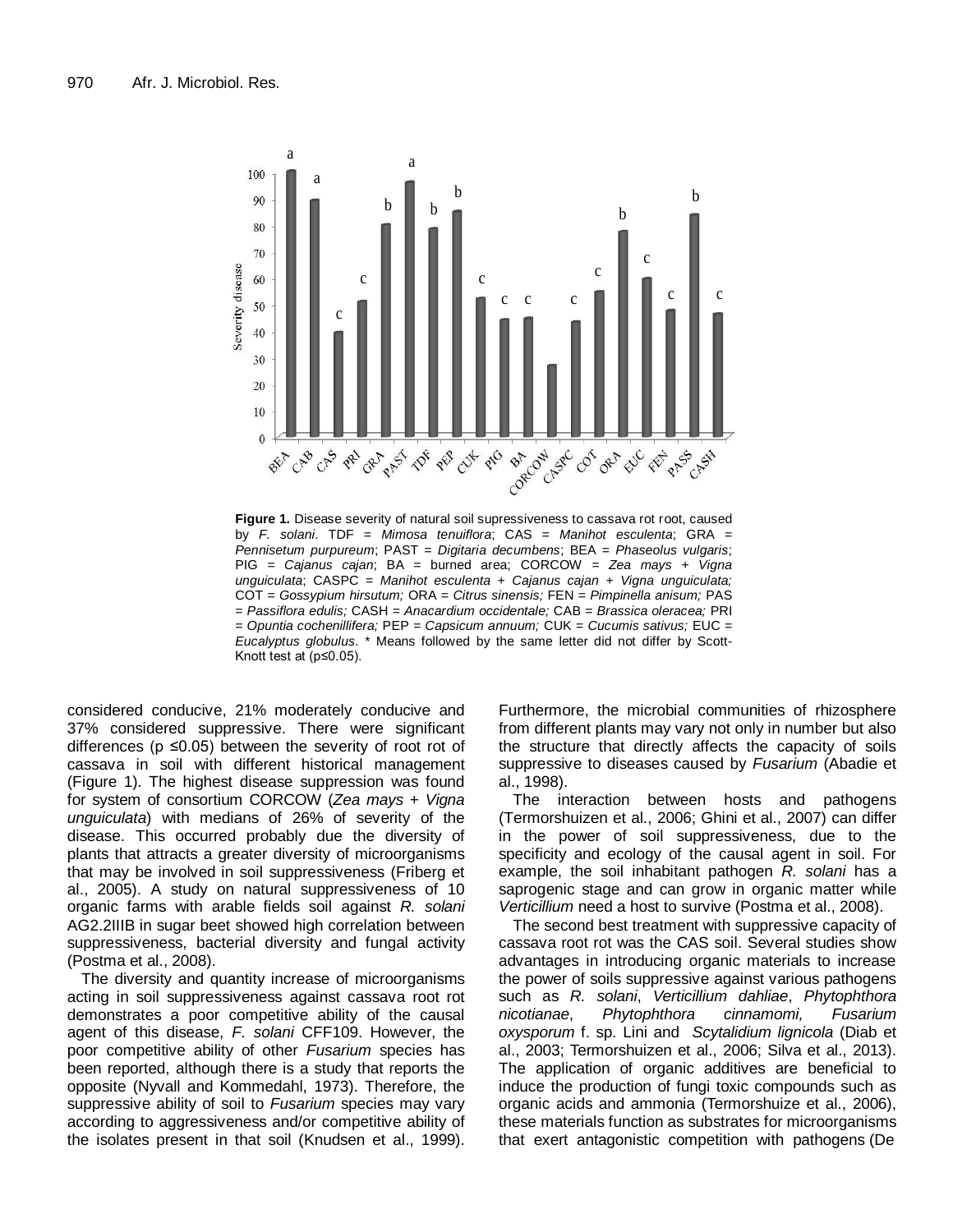**Figure 1.** Disease severity of natural soil supressiveness to cassava rot root, caused by *F. solani*. TDF = *Mimosa tenuiflora*; CAS = *Manihot esculenta*; GRA = *Pennisetum purpureum*; PAST = *Digitaria decumbens*; BEA = *Phaseolus vulgaris*; PIG = *Cajanus cajan*; BA = burned area; CORCOW = *Zea mays* + *Vigna unguiculata*; CASPC = *Manihot esculenta* + *Cajanus cajan* + *Vigna unguiculata;* COT = *Gossypium hirsutum;* ORA = *Citrus sinensis;* FEN = *Pimpinella anisum;* PAS = *Passiflora edulis;* CASH = *Anacardium occidentale;* CAB = *Brassica oleracea;* PRI = *Opuntia cochenillifera;* PEP = *Capsicum annuum;* CUK = *Cucumis sativus;* EUC = *Eucalyptus globulus*. * Means followed by the same letter did not differ by Scott-Knott test at ($p \leq 0.05$).

considered conducive, 21% moderately conducive and 37% considered suppressive. There were significant differences ($p \leq 0.05$) between the severity of root rot of cassava in soil with different historical management (Figure 1). The highest disease suppression was found for system of consortium CORCOW (*Zea mays* + *Vigna unguiculata*) with medians of 26% of severity of the disease. This occurred probably due the diversity of plants that attracts a greater diversity of microorganisms that may be involved in soil suppressiveness (Friberg et al., 2005). A study on natural suppressiveness of 10 organic farms with arable fields soil against *R. solani* AG2.2IIIB in sugar beet showed high correlation between suppressiveness, bacterial diversity and fungal activity (Postma et al., 2008).

The diversity and quantity increase of microorganisms acting in soil suppressiveness against cassava root rot demonstrates a poor competitive ability of the causal agent of this disease, *F. solani* CFF109. However, the poor competitive ability of other *Fusarium* species has been reported, although there is a study that reports the opposite (Nyvall and Kommedahl, 1973). Therefore, the suppressive ability of soil to *Fusarium* species may vary according to aggressiveness and/or competitive ability of the isolates present in that soil (Knudsen et al., 1999). Furthermore, the microbial communities of rhizosphere from different plants may vary not only in number but also the structure that directly affects the capacity of soils suppressive to diseases caused by *Fusarium* (Abadie et al., 1998).

The interaction between hosts and pathogens (Termorshuizen et al., 2006; Ghini et al., 2007) can differ in the power of soil suppressiveness, due to the specificity and ecology of the causal agent in soil. For example, the soil inhabitant pathogen *R. solani* has a saprogenic stage and can grow in organic matter while *Verticillium* need a host to survive (Postma et al., 2008).

The second best treatment with suppressive capacity of cassava root rot was the CAS soil. Several studies show advantages in introducing organic materials to increase the power of soils suppressive against various pathogens such as *R. solani*, *Verticillium dahliae*, *Phytophthora nicotianae*, *Phytophthora cinnamomi, Fusarium oxysporum* f. sp. Lini and *Scytalidium lignicola* (Diab et al., 2003; Termorshuizen et al., 2006; Silva et al., 2013). The application of organic additives are beneficial to induce the production of fungi toxic compounds such as organic acids and ammonia (Termorshuize et al., 2006), these materials function as substrates for microorganisms that exert antagonistic competition with pathogens (De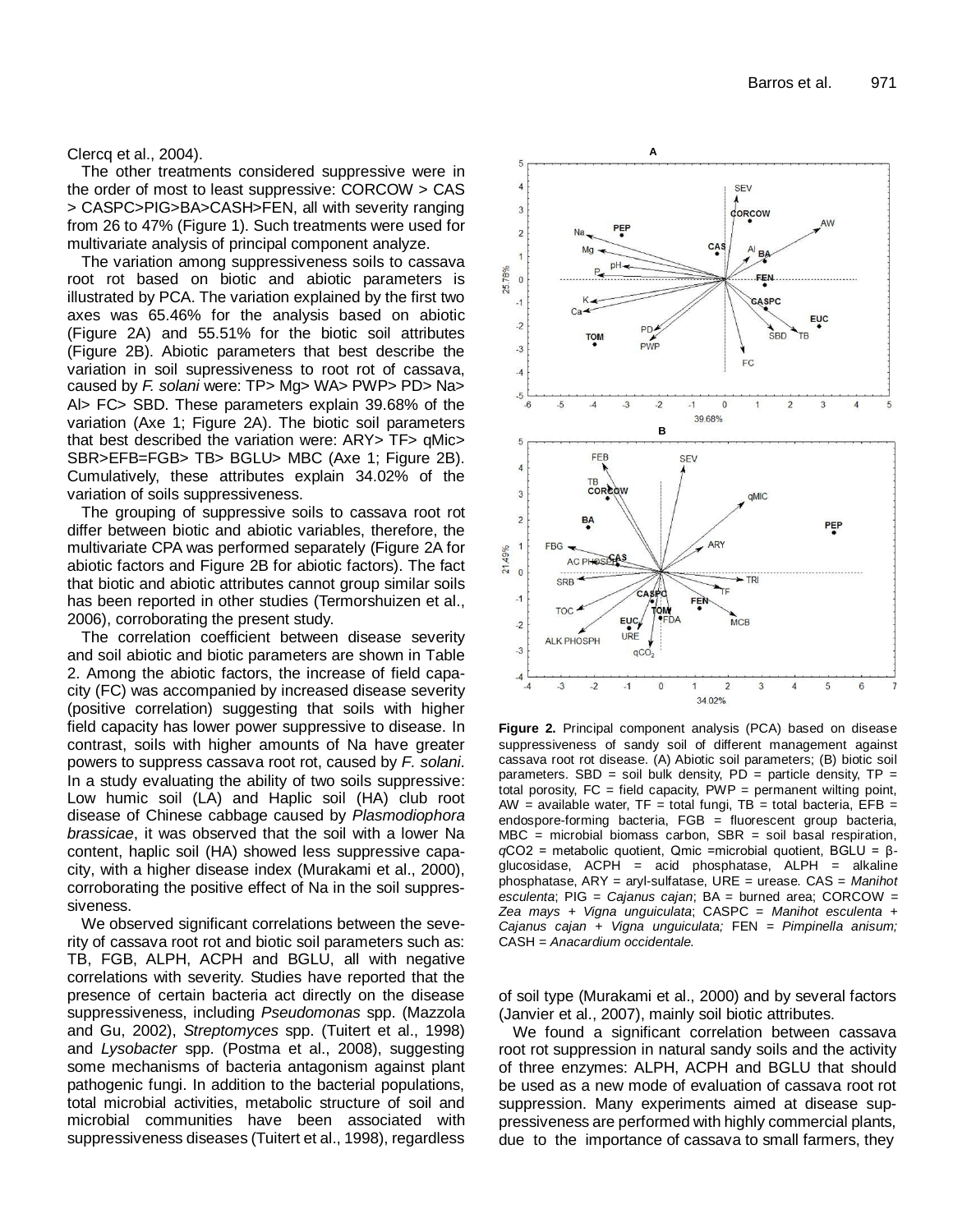Clercq et al., 2004).

The other treatments considered suppressive were in the order of most to least suppressive: CORCOW > CAS > CASPC>PIG>BA>CASH>FEN, all with severity ranging from 26 to 47% (Figure 1). Such treatments were used for multivariate analysis of principal component analyze.

The variation among suppressiveness soils to cassava root rot based on biotic and abiotic parameters is illustrated by PCA. The variation explained by the first two axes was 65.46% for the analysis based on abiotic (Figure 2A) and 55.51% for the biotic soil attributes (Figure 2B). Abiotic parameters that best describe the variation in soil supressiveness to root rot of cassava, caused by *F. solani* were: TP> Mg> WA> PWP> PD> Na> Al> FC> SBD. These parameters explain 39.68% of the variation (Axe 1; Figure 2A). The biotic soil parameters that best described the variation were: ARY> TF> qMic> SBR>EFB=FGB> TB> BGLU> MBC (Axe 1; Figure 2B). Cumulatively, these attributes explain 34.02% of the variation of soils suppressiveness.

The grouping of suppressive soils to cassava root rot differ between biotic and abiotic variables, therefore, the multivariate CPA was performed separately (Figure 2A for abiotic factors and Figure 2B for abiotic factors). The fact that biotic and abiotic attributes cannot group similar soils has been reported in other studies (Termorshuizen et al., 2006), corroborating the present study.

The correlation coefficient between disease severity and soil abiotic and biotic parameters are shown in Table 2. Among the abiotic factors, the increase of field capacity (FC) was accompanied by increased disease severity (positive correlation) suggesting that soils with higher field capacity has lower power suppressive to disease. In contrast, soils with higher amounts of Na have greater powers to suppress cassava root rot, caused by *F. solani*. In a study evaluating the ability of two soils suppressive: Low humic soil (LA) and Haplic soil (HA) club root disease of Chinese cabbage caused by *Plasmodiophora brassicae*, it was observed that the soil with a lower Na content, haplic soil (HA) showed less suppressive capacity, with a higher disease index (Murakami et al., 2000), corroborating the positive effect of Na in the soil suppressiveness.

We observed significant correlations between the severity of cassava root rot and biotic soil parameters such as: TB, FGB, ALPH, ACPH and BGLU, all with negative correlations with severity. Studies have reported that the presence of certain bacteria act directly on the disease suppressiveness, including *Pseudomonas* spp. (Mazzola and Gu, 2002), *Streptomyces* spp. (Tuitert et al., 1998) and *Lysobacter* spp. (Postma et al., 2008), suggesting some mechanisms of bacteria antagonism against plant pathogenic fungi. In addition to the bacterial populations, total microbial activities, metabolic structure of soil and microbial communities have been associated with suppressiveness diseases (Tuitert et al., 1998), regardless of soil type (Murakami et al., 2000) and by several factors (Janvier et al., 2007), mainly soil biotic attributes.

We found a significant correlation between cassava root rot suppression in natural sandy soils and the activity of three enzymes: ALPH, ACPH and BGLU that should be used as a new mode of evaluation of cassava root rot suppression. Many experiments aimed at disease suppressiveness are performed with highly commercial plants, due to the importance of cassava to small farmers, they

**Figure 2.** Principal component analysis (PCA) based on disease suppressiveness of sandy soil of different management against cassava root rot disease. (A) Abiotic soil parameters; (B) biotic soil parameters. SBD = soil bulk density, PD = particle density, TP = total porosity, FC = field capacity, PWP = permanent wilting point, AW = available water, TF = total fungi, TB = total bacteria, EFB = endospore-forming bacteria, FGB = fluorescent group bacteria, MBC = microbial biomass carbon, SBR = soil basal respiration, $qCO_2$ = metabolic quotient, Qmic =microbial quotient, BGLU = β-glucosidase, ACPH = acid phosphatase, ALPH = alkaline phosphatase, ARY = aryl-sulfatase, URE = urease. CAS = *Manihot esculenta*; PIG = *Cajanus cajan*; BA = burned area; CORCOW = *Zea mays* + *Vigna unguiculata*; CASPC = *Manihot esculenta* + *Cajanus cajan* + *Vigna unguiculata;* FEN = *Pimpinella anisum;* CASH = *Anacardium occidentale.*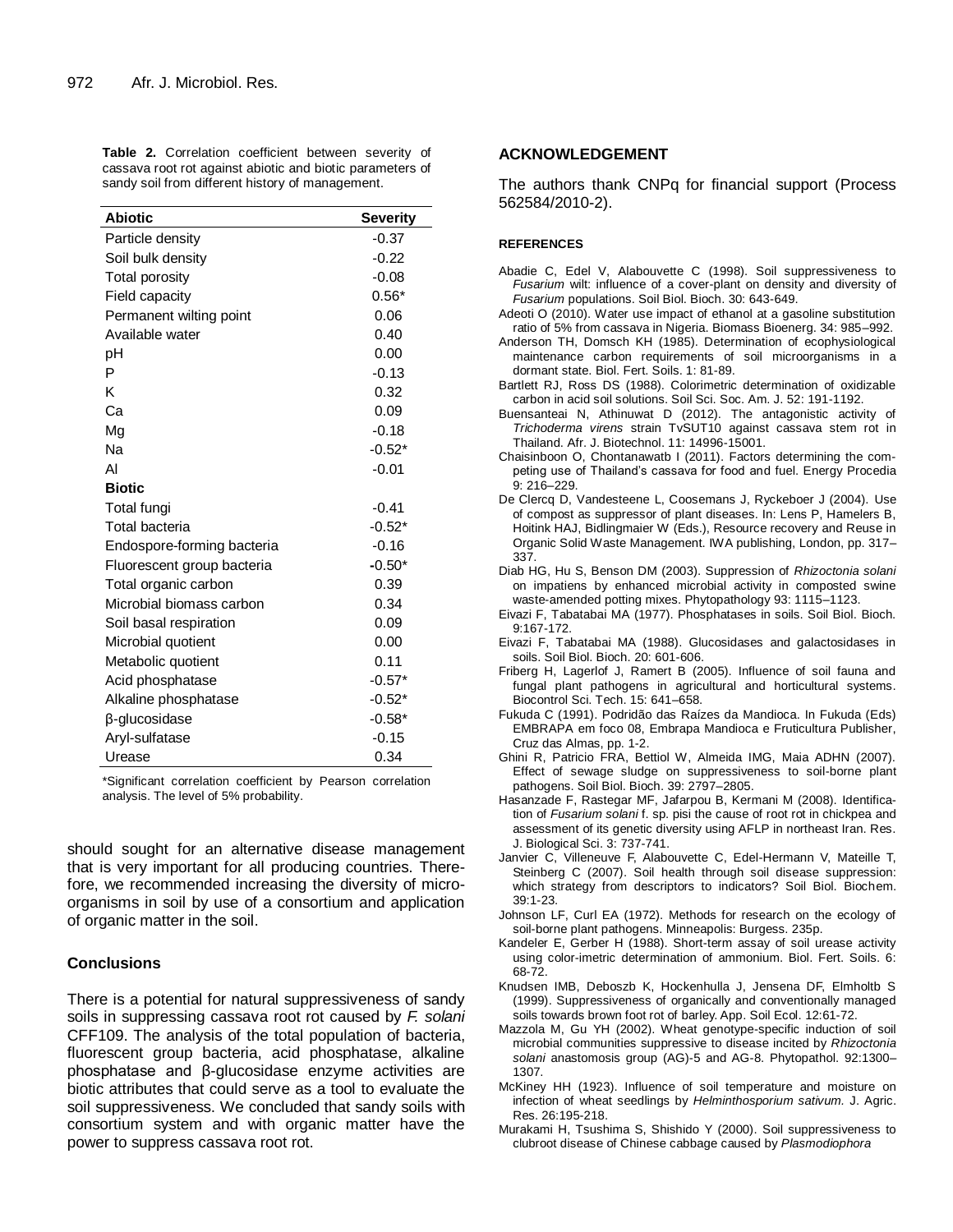**Table 2.** Correlation coefficient between severity of cassava root rot against abiotic and biotic parameters of sandy soil from different history of management.

| Abiotic | Severity |
|---|---|
| Particle density | -0.37 |
| Soil bulk density | -0.22 |
| Total porosity | -0.08 |
| Field capacity | 0.56* |
| Permanent wilting point | 0.06 |
| Available water | 0.40 |
| pH | 0.00 |
| P | -0.13 |
| K | 0.32 |
| Ca | 0.09 |
| Mg | -0.18 |
| Na | -0.52* |
| Al | -0.01 |
| **Biotic** | |
| Total fungi | -0.41 |
| Total bacteria | -0.52* |
| Endospore-forming bacteria | -0.16 |
| Fluorescent group bacteria | -0.50* |
| Total organic carbon | 0.39 |
| Microbial biomass carbon | 0.34 |
| Soil basal respiration | 0.09 |
| Microbial quotient | 0.00 |
| Metabolic quotient | 0.11 |
| Acid phosphatase | -0.57* |
| Alkaline phosphatase | -0.52* |
| β-glucosidase | -0.58* |
| Aryl-sulfatase | -0.15 |
| Urease | 0.34 |

*Significant correlation coefficient by Pearson correlation analysis. The level of 5% probability.

should sought for an alternative disease management that is very important for all producing countries. Therefore, we recommended increasing the diversity of microorganisms in soil by use of a consortium and application of organic matter in the soil.

## Conclusions

There is a potential for natural suppressiveness of sandy soils in suppressing cassava root rot caused by *F. solani* CFF109. The analysis of the total population of bacteria, fluorescent group bacteria, acid phosphatase, alkaline phosphatase and β-glucosidase enzyme activities are biotic attributes that could serve as a tool to evaluate the soil suppressiveness. We concluded that sandy soils with consortium system and with organic matter have the power to suppress cassava root rot.

## ACKNOWLEDGEMENT

The authors thank CNPq for financial support (Process 562584/2010-2).

## REFERENCES

Abadie C, Edel V, Alabouvette C (1998). Soil suppressiveness to *Fusarium* wilt: influence of a cover-plant on density and diversity of *Fusarium* populations. Soil Biol. Bioch. 30: 643-649.

Adeoti O (2010). Water use impact of ethanol at a gasoline substitution ratio of 5% from cassava in Nigeria. Biomass Bioenerg. 34: 985–992.

Anderson TH, Domsch KH (1985). Determination of ecophysiological maintenance carbon requirements of soil microorganisms in a dormant state. Biol. Fert. Soils. 1: 81-89.

Bartlett RJ, Ross DS (1988). Colorimetric determination of oxidizable carbon in acid soil solutions. Soil Sci. Soc. Am. J. 52: 191-1192.

Buensanteai N, Athinuwat D (2012). The antagonistic activity of *Trichoderma virens* strain TvSUT10 against cassava stem rot in Thailand. Afr. J. Biotechnol. 11: 14996-15001.

Chaisinboon O, Chontanawatb I (2011). Factors determining the competing use of Thailand's cassava for food and fuel. Energy Procedia 9: 216–229.

De Clercq D, Vandesteene L, Coosemans J, Ryckeboer J (2004). Use of compost as suppressor of plant diseases. In: Lens P, Hamelers B, Hoitink HAJ, Bidlingmaier W (Eds.), Resource recovery and Reuse in Organic Solid Waste Management. IWA publishing, London, pp. 317–337.

Diab HG, Hu S, Benson DM (2003). Suppression of *Rhizoctonia solani* on impatiens by enhanced microbial activity in composted swine waste-amended potting mixes. Phytopathology 93: 1115–1123.

Eivazi F, Tabatabai MA (1977). Phosphatases in soils. Soil Biol. Bioch. 9:167-172.

Eivazi F, Tabatabai MA (1988). Glucosidases and galactosidases in soils. Soil Biol. Bioch. 20: 601-606.

Friberg H, Lagerlof J, Ramert B (2005). Influence of soil fauna and fungal plant pathogens in agricultural and horticultural systems. Biocontrol Sci. Tech. 15: 641–658.

Fukuda C (1991). Podridão das Raízes da Mandioca. In Fukuda (Eds) EMBRAPA em foco 08, Embrapa Mandioca e Fruticultura Publisher, Cruz das Almas, pp. 1-2.

Ghini R, Patricio FRA, Bettiol W, Almeida IMG, Maia ADHN (2007). Effect of sewage sludge on suppressiveness to soil-borne plant pathogens. Soil Biol. Bioch. 39: 2797–2805.

Hasanzade F, Rastegar MF, Jafarpou B, Kermani M (2008). Identification of *Fusarium solani* f. sp. pisi the cause of root rot in chickpea and assessment of its genetic diversity using AFLP in northeast Iran. Res. J. Biological Sci. 3: 737-741.

Janvier C, Villeneuve F, Alabouvette C, Edel-Hermann V, Mateille T, Steinberg C (2007). Soil health through soil disease suppression: which strategy from descriptors to indicators? Soil Biol. Biochem. 39:1-23.

Johnson LF, Curl EA (1972). Methods for research on the ecology of soil-borne plant pathogens. Minneapolis: Burgess. 235p.

Kandeler E, Gerber H (1988). Short-term assay of soil urease activity using color-imetric determination of ammonium. Biol. Fert. Soils. 6: 68-72.

Knudsen IMB, Deboszb K, Hockenhulla J, Jensena DF, Elmholtb S (1999). Suppressiveness of organically and conventionally managed soils towards brown foot rot of barley. App. Soil Ecol. 12:61-72.

Mazzola M, Gu YH (2002). Wheat genotype-specific induction of soil microbial communities suppressive to disease incited by *Rhizoctonia solani* anastomosis group (AG)-5 and AG-8. Phytopathol. 92:1300–1307.

McKiney HH (1923). Influence of soil temperature and moisture on infection of wheat seedlings by *Helminthosporium sativum.* J. Agric. Res. 26:195-218.

Murakami H, Tsushima S, Shishido Y (2000). Soil suppressiveness to clubroot disease of Chinese cabbage caused by *Plasmodiophora*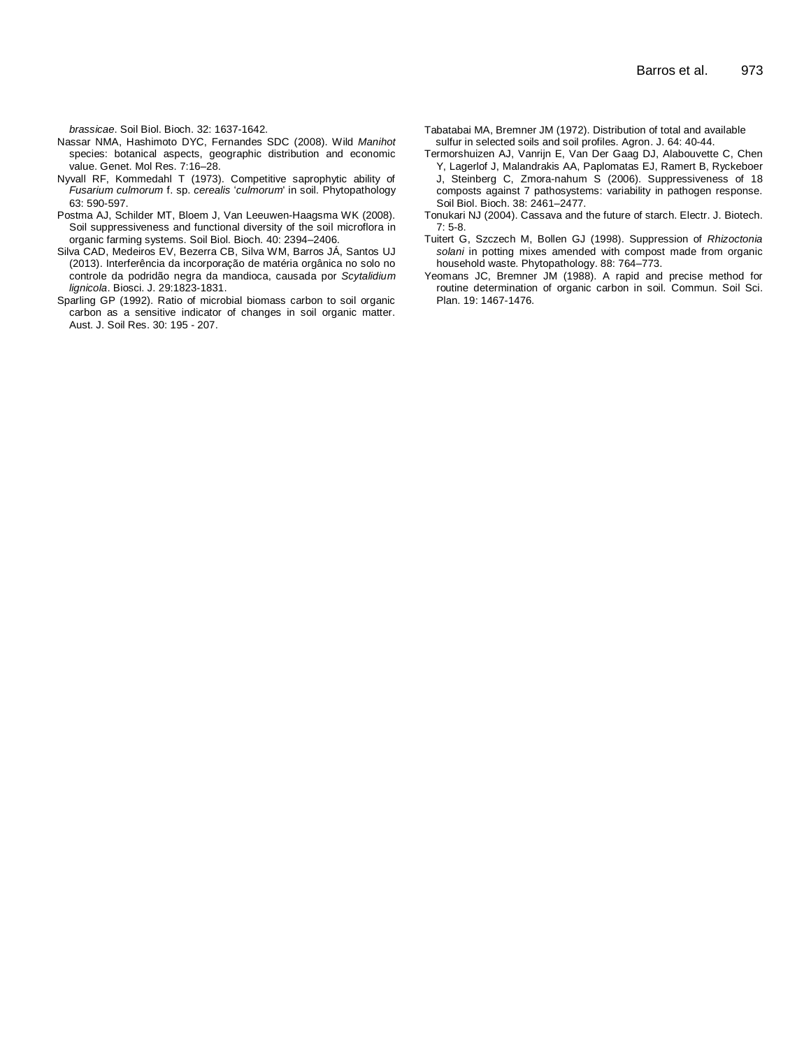*brassicae*. Soil Biol. Bioch. 32: 1637-1642.

Nassar NMA, Hashimoto DYC, Fernandes SDC (2008). Wild *Manihot* species: botanical aspects, geographic distribution and economic value. Genet. Mol Res. 7:16–28.

Nyvall RF, Kommedahl T (1973). Competitive saprophytic ability of *Fusarium culmorum* f. sp. *cerealis* '*culmorum*' in soil. Phytopathology 63: 590-597.

Postma AJ, Schilder MT, Bloem J, Van Leeuwen-Haagsma WK (2008). Soil suppressiveness and functional diversity of the soil microflora in organic farming systems. Soil Biol. Bioch. 40: 2394–2406.

Silva CAD, Medeiros EV, Bezerra CB, Silva WM, Barros JÁ, Santos UJ (2013). Interferência da incorporação de matéria orgânica no solo no controle da podridão negra da mandioca, causada por *Scytalidium lignicola*. Biosci. J. 29:1823-1831.

Sparling GP (1992). Ratio of microbial biomass carbon to soil organic carbon as a sensitive indicator of changes in soil organic matter. Aust. J. Soil Res. 30: 195 - 207.

Tabatabai MA, Bremner JM (1972). Distribution of total and available sulfur in selected soils and soil profiles. Agron. J. 64: 40-44.

Termorshuizen AJ, Vanrijn E, Van Der Gaag DJ, Alabouvette C, Chen Y, Lagerlof J, Malandrakis AA, Paplomatas EJ, Ramert B, Ryckeboer J, Steinberg C, Zmora-nahum S (2006). Suppressiveness of 18 composts against 7 pathosystems: variability in pathogen response. Soil Biol. Bioch. 38: 2461–2477.

Tonukari NJ (2004). Cassava and the future of starch. Electr. J. Biotech. 7: 5-8.

Tuitert G, Szczech M, Bollen GJ (1998). Suppression of *Rhizoctonia solani* in potting mixes amended with compost made from organic household waste. Phytopathology. 88: 764–773.

Yeomans JC, Bremner JM (1988). A rapid and precise method for routine determination of organic carbon in soil. Commun. Soil Sci. Plan. 19: 1467-1476.